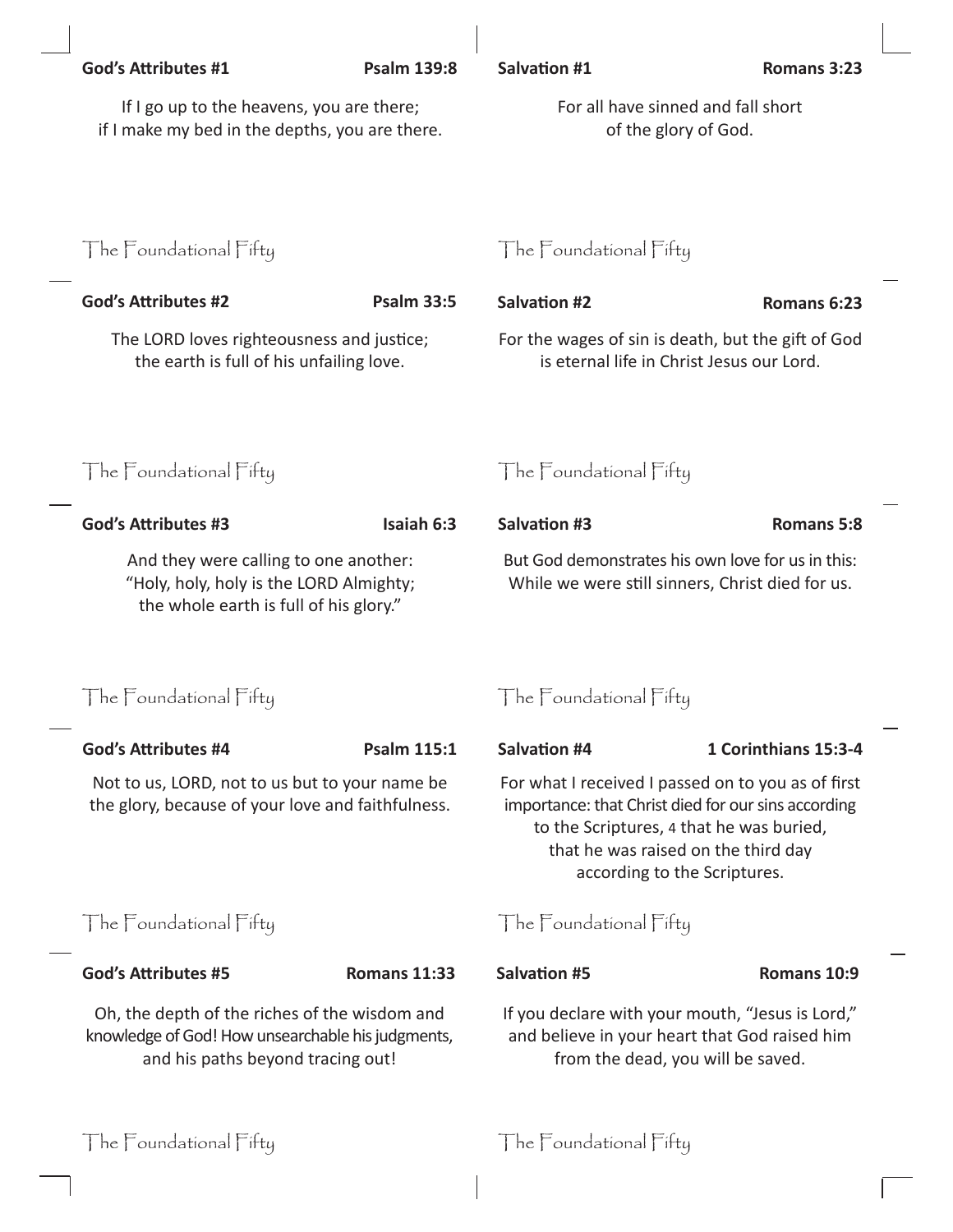**God's Attributes #1** **Psalm 139:8**

If I go up to the heavens, you are there;
if I make my bed in the depths, you are there.

The Foundational Fifty

**God's Attributes #2** **Psalm 33:5**

The LORD loves righteousness and justice;
the earth is full of his unfailing love.

The Foundational Fifty

**God's Attributes #3** **Isaiah 6:3**

And they were calling to one another:
"Holy, holy, holy is the LORD Almighty;
the whole earth is full of his glory."

The Foundational Fifty

**God's Attributes #4** **Psalm 115:1**

Not to us, LORD, not to us but to your name be the glory, because of your love and faithfulness.

The Foundational Fifty

**God's Attributes #5** **Romans 11:33**

Oh, the depth of the riches of the wisdom and knowledge of God! How unsearchable his judgments, and his paths beyond tracing out!

The Foundational Fifty

**Salvation #1** **Romans 3:23**

For all have sinned and fall short
of the glory of God.

The Foundational Fifty

**Salvation #2** **Romans 6:23**

For the wages of sin is death, but the gift of God is eternal life in Christ Jesus our Lord.

The Foundational Fifty

**Salvation #3** **Romans 5:8**

But God demonstrates his own love for us in this:
While we were still sinners, Christ died for us.

The Foundational Fifty

**Salvation #4** **1 Corinthians 15:3-4**

For what I received I passed on to you as of first importance: that Christ died for our sins according to the Scriptures, 4 that he was buried, that he was raised on the third day according to the Scriptures.

The Foundational Fifty

**Salvation #5** **Romans 10:9**

If you declare with your mouth, "Jesus is Lord," and believe in your heart that God raised him from the dead, you will be saved.

The Foundational Fifty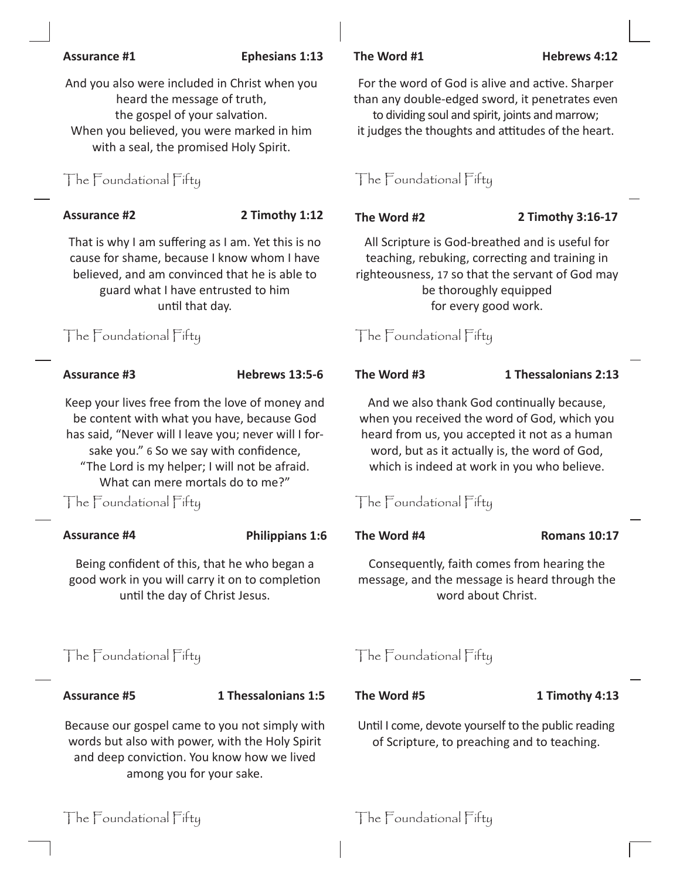**Assurance #1** **Ephesians 1:13**

And you also were included in Christ when you heard the message of truth, the gospel of your salvation. When you believed, you were marked in him with a seal, the promised Holy Spirit.

The Foundational Fifty

**Assurance #2** **2 Timothy 1:12**

That is why I am suffering as I am. Yet this is no cause for shame, because I know whom I have believed, and am convinced that he is able to guard what I have entrusted to him until that day.

The Foundational Fifty

**Assurance #3** **Hebrews 13:5-6**

Keep your lives free from the love of money and be content with what you have, because God has said, "Never will I leave you; never will I forsake you." 6 So we say with confidence, "The Lord is my helper; I will not be afraid. What can mere mortals do to me?"

The Foundational Fifty

**Assurance #4** **Philippians 1:6**

Being confident of this, that he who began a good work in you will carry it on to completion until the day of Christ Jesus.

The Foundational Fifty

**Assurance #5** **1 Thessalonians 1:5**

Because our gospel came to you not simply with words but also with power, with the Holy Spirit and deep conviction. You know how we lived among you for your sake.

The Foundational Fifty

**The Word #1** **Hebrews 4:12**

For the word of God is alive and active. Sharper than any double-edged sword, it penetrates even to dividing soul and spirit, joints and marrow; it judges the thoughts and attitudes of the heart.

The Foundational Fifty

**The Word #2** **2 Timothy 3:16-17**

All Scripture is God-breathed and is useful for teaching, rebuking, correcting and training in righteousness, 17 so that the servant of God may be thoroughly equipped for every good work.

The Foundational Fifty

**The Word #3** **1 Thessalonians 2:13**

And we also thank God continually because, when you received the word of God, which you heard from us, you accepted it not as a human word, but as it actually is, the word of God, which is indeed at work in you who believe.

The Foundational Fifty

**The Word #4** **Romans 10:17**

Consequently, faith comes from hearing the message, and the message is heard through the word about Christ.

The Foundational Fifty

**The Word #5** **1 Timothy 4:13**

Until I come, devote yourself to the public reading of Scripture, to preaching and to teaching.

The Foundational Fifty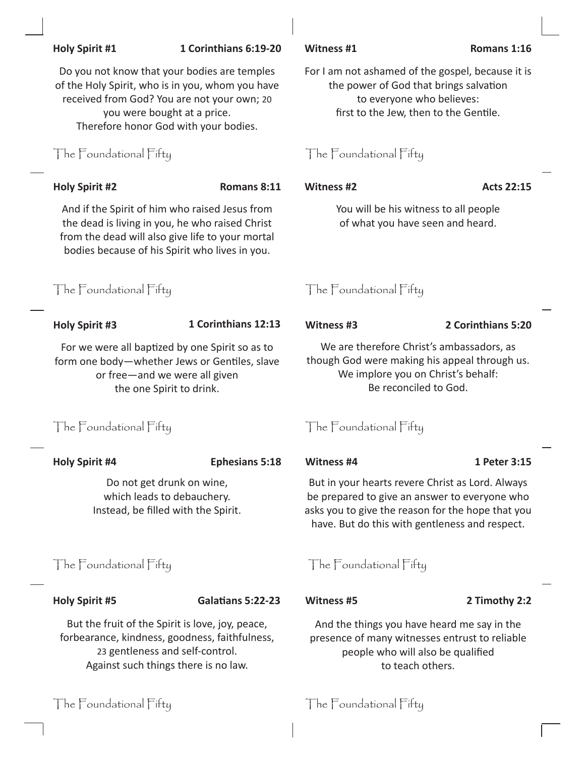**Holy Spirit #1** **1 Corinthians 6:19-20**

Do you not know that your bodies are temples of the Holy Spirit, who is in you, whom you have received from God? You are not your own; 20 you were bought at a price. Therefore honor God with your bodies.

The Foundational Fifty

**Holy Spirit #2** **Romans 8:11**

And if the Spirit of him who raised Jesus from the dead is living in you, he who raised Christ from the dead will also give life to your mortal bodies because of his Spirit who lives in you.

The Foundational Fifty

**Holy Spirit #3** **1 Corinthians 12:13**

For we were all baptized by one Spirit so as to form one body—whether Jews or Gentiles, slave or free—and we were all given the one Spirit to drink.

The Foundational Fifty

**Holy Spirit #4** **Ephesians 5:18**

Do not get drunk on wine, which leads to debauchery. Instead, be filled with the Spirit.

The Foundational Fifty

**Holy Spirit #5** **Galatians 5:22-23**

But the fruit of the Spirit is love, joy, peace, forbearance, kindness, goodness, faithfulness, 23 gentleness and self-control. Against such things there is no law.

The Foundational Fifty

**Witness #1** **Romans 1:16**

For I am not ashamed of the gospel, because it is the power of God that brings salvation to everyone who believes: first to the Jew, then to the Gentile.

The Foundational Fifty

**Witness #2** **Acts 22:15**

You will be his witness to all people of what you have seen and heard.

The Foundational Fifty

**Witness #3** **2 Corinthians 5:20**

We are therefore Christ's ambassadors, as though God were making his appeal through us. We implore you on Christ's behalf: Be reconciled to God.

The Foundational Fifty

**Witness #4** **1 Peter 3:15**

But in your hearts revere Christ as Lord. Always be prepared to give an answer to everyone who asks you to give the reason for the hope that you have. But do this with gentleness and respect.

The Foundational Fifty

**Witness #5** **2 Timothy 2:2**

And the things you have heard me say in the presence of many witnesses entrust to reliable people who will also be qualified to teach others.

The Foundational Fifty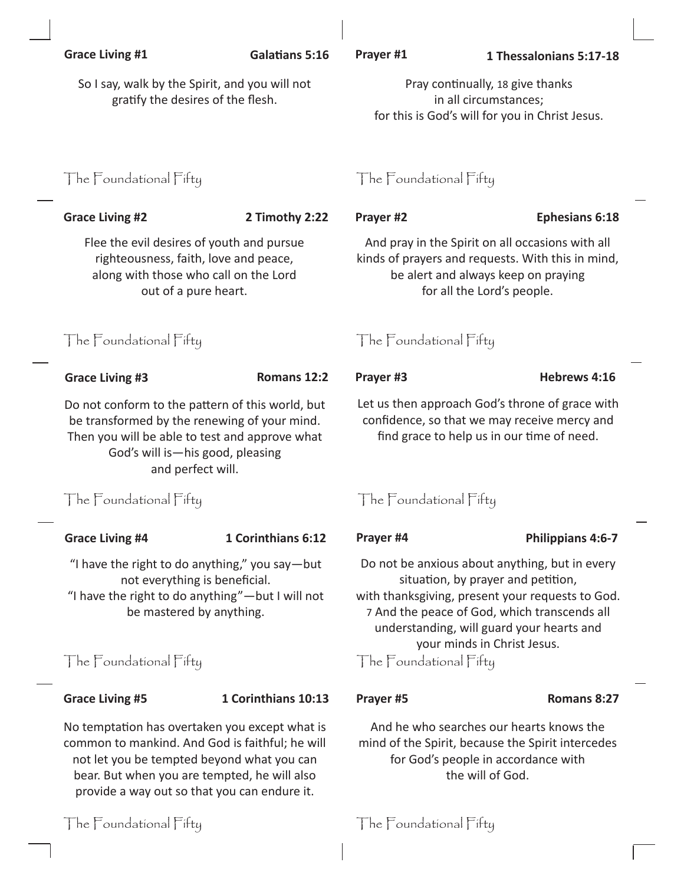**Grace Living #1** **Galatians 5:16**

So I say, walk by the Spirit, and you will not gratify the desires of the flesh.

The Foundational Fifty

**Grace Living #2** **2 Timothy 2:22**

Flee the evil desires of youth and pursue righteousness, faith, love and peace, along with those who call on the Lord out of a pure heart.

The Foundational Fifty

**Grace Living #3** **Romans 12:2**

Do not conform to the pattern of this world, but be transformed by the renewing of your mind. Then you will be able to test and approve what God's will is—his good, pleasing and perfect will.

The Foundational Fifty

**Grace Living #4** **1 Corinthians 6:12**

"I have the right to do anything," you say—but not everything is beneficial.
"I have the right to do anything"—but I will not be mastered by anything.

The Foundational Fifty

**Grace Living #5** **1 Corinthians 10:13**

No temptation has overtaken you except what is common to mankind. And God is faithful; he will not let you be tempted beyond what you can bear. But when you are tempted, he will also provide a way out so that you can endure it.

The Foundational Fifty

**Prayer #1** **1 Thessalonians 5:17-18**

Pray continually, 18 give thanks in all circumstances; for this is God's will for you in Christ Jesus.

The Foundational Fifty

**Prayer #2** **Ephesians 6:18**

And pray in the Spirit on all occasions with all kinds of prayers and requests. With this in mind, be alert and always keep on praying for all the Lord's people.

The Foundational Fifty

**Prayer #3** **Hebrews 4:16**

Let us then approach God's throne of grace with confidence, so that we may receive mercy and find grace to help us in our time of need.

The Foundational Fifty

**Prayer #4** **Philippians 4:6-7**

Do not be anxious about anything, but in every situation, by prayer and petition, with thanksgiving, present your requests to God. 7 And the peace of God, which transcends all understanding, will guard your hearts and your minds in Christ Jesus.

The Foundational Fifty

**Prayer #5** **Romans 8:27**

And he who searches our hearts knows the mind of the Spirit, because the Spirit intercedes for God's people in accordance with the will of God.

The Foundational Fifty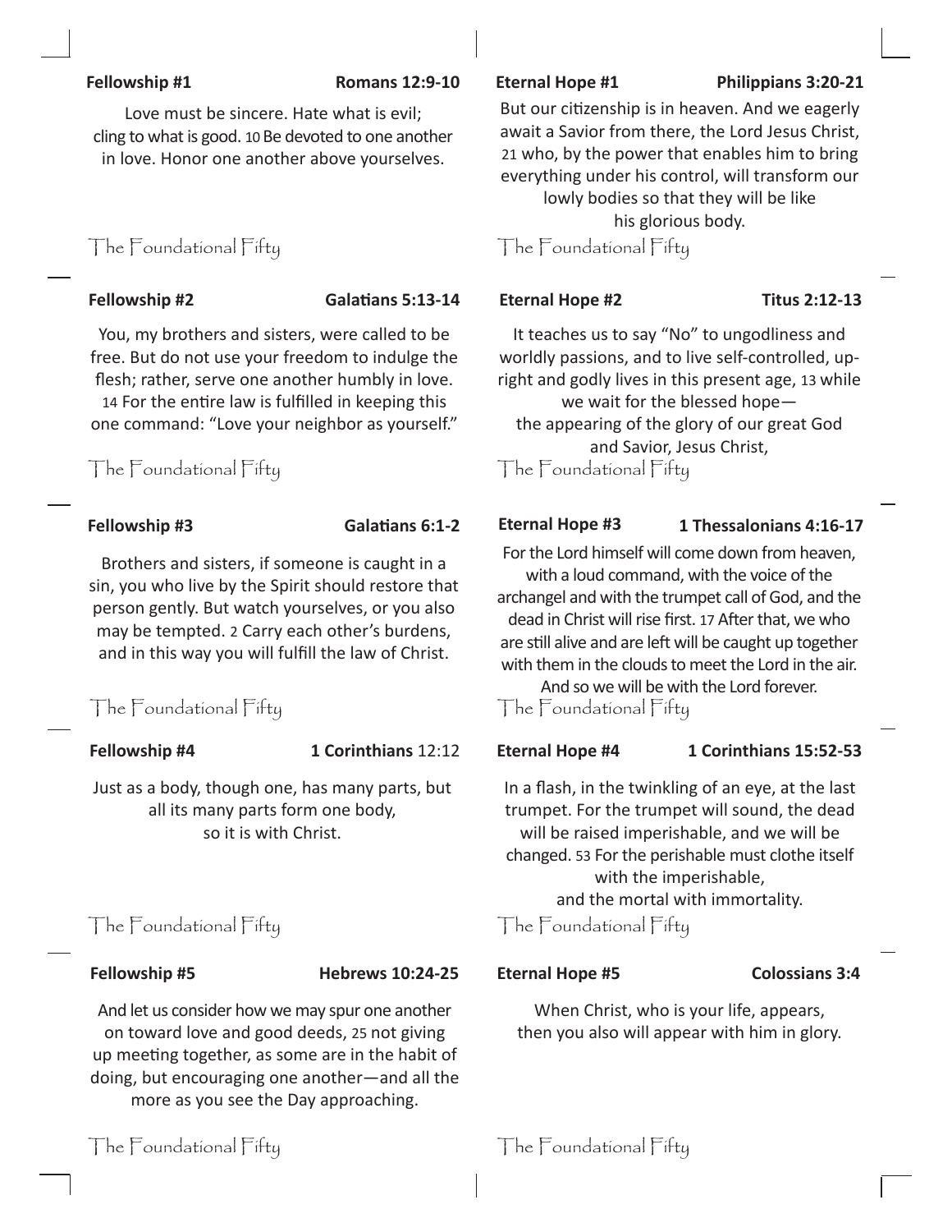**Fellowship #1** **Romans 12:9-10**

Love must be sincere. Hate what is evil; cling to what is good. 10 Be devoted to one another in love. Honor one another above yourselves.

The Foundational Fifty

**Fellowship #2** **Galatians 5:13-14**

You, my brothers and sisters, were called to be free. But do not use your freedom to indulge the flesh; rather, serve one another humbly in love. 14 For the entire law is fulfilled in keeping this one command: "Love your neighbor as yourself."

The Foundational Fifty

**Fellowship #3** **Galatians 6:1-2**

Brothers and sisters, if someone is caught in a sin, you who live by the Spirit should restore that person gently. But watch yourselves, or you also may be tempted. 2 Carry each other's burdens, and in this way you will fulfill the law of Christ.

The Foundational Fifty

**Fellowship #4** **1 Corinthians** 12:12

Just as a body, though one, has many parts, but all its many parts form one body, so it is with Christ.

The Foundational Fifty

**Fellowship #5** **Hebrews 10:24-25**

And let us consider how we may spur one another on toward love and good deeds, 25 not giving up meeting together, as some are in the habit of doing, but encouraging one another—and all the more as you see the Day approaching.

The Foundational Fifty

**Eternal Hope #1** **Philippians 3:20-21**

But our citizenship is in heaven. And we eagerly await a Savior from there, the Lord Jesus Christ, 21 who, by the power that enables him to bring everything under his control, will transform our lowly bodies so that they will be like his glorious body.

The Foundational Fifty

**Eternal Hope #2** **Titus 2:12-13**

It teaches us to say "No" to ungodliness and worldly passions, and to live self-controlled, upright and godly lives in this present age, 13 while we wait for the blessed hope— the appearing of the glory of our great God and Savior, Jesus Christ,

The Foundational Fifty

**Eternal Hope #3** **1 Thessalonians 4:16-17**

For the Lord himself will come down from heaven, with a loud command, with the voice of the archangel and with the trumpet call of God, and the dead in Christ will rise first. 17 After that, we who are still alive and are left will be caught up together with them in the clouds to meet the Lord in the air. And so we will be with the Lord forever.

The Foundational Fifty

**Eternal Hope #4** **1 Corinthians 15:52-53**

In a flash, in the twinkling of an eye, at the last trumpet. For the trumpet will sound, the dead will be raised imperishable, and we will be changed. 53 For the perishable must clothe itself with the imperishable, and the mortal with immortality.

The Foundational Fifty

**Eternal Hope #5** **Colossians 3:4**

When Christ, who is your life, appears, then you also will appear with him in glory.

The Foundational Fifty